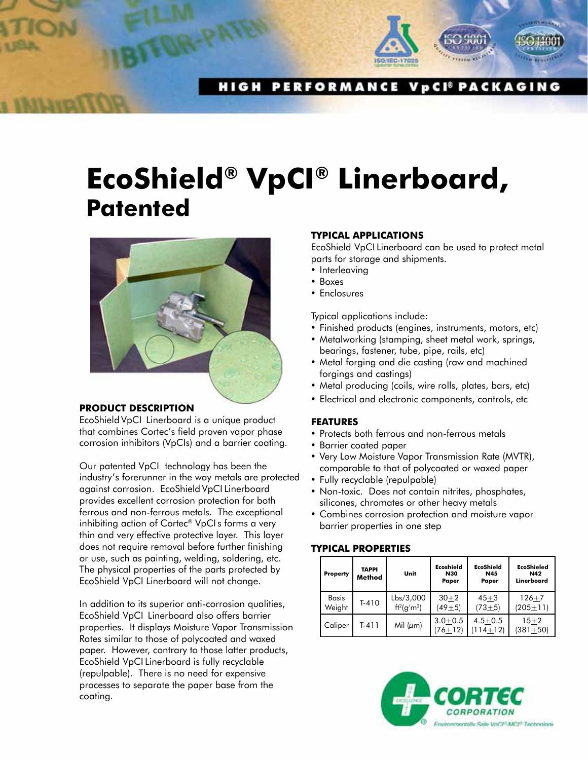HIGH PERFORMANCE VpCI® PACKAGING

# EcoShield® VpCI® Linerboard, Patented

## PRODUCT DESCRIPTION

EcoShield VpCI Linerboard is a unique product that combines Cortec's field proven vapor phase corrosion inhibitors (VpCIs) and a barrier coating.

Our patented VpCI technology has been the industry's forerunner in the way metals are protected against corrosion. EcoShield VpCI Linerboard provides excellent corrosion protection for both ferrous and non-ferrous metals. The exceptional inhibiting action of Cortec® VpCI s forms a very thin and very effective protective layer. This layer does not require removal before further finishing or use, such as painting, welding, soldering, etc. The physical properties of the parts protected by EcoShield VpCI Linerboard will not change.

In addition to its superior anti-corrosion qualities, EcoShield VpCI Linerboard also offers barrier properties. It displays Moisture Vapor Transmission Rates similar to those of polycoated and waxed paper. However, contrary to those latter products, EcoShield VpCI Linerboard is fully recyclable (repulpable). There is no need for expensive processes to separate the paper base from the coating.

## TYPICAL APPLICATIONS

EcoShield VpCI Linerboard can be used to protect metal parts for storage and shipments.

- Interleaving
- Boxes
- Enclosures

Typical applications include:

- Finished products (engines, instruments, motors, etc)
- Metalworking (stamping, sheet metal work, springs, bearings, fastener, tube, pipe, rails, etc)
- Metal forging and die casting (raw and machined forgings and castings)
- Metal producing (coils, wire rolls, plates, bars, etc)
- Electrical and electronic components, controls, etc

## FEATURES

- Protects both ferrous and non-ferrous metals
- Barrier coated paper
- Very Low Moisture Vapor Transmission Rate (MVTR), comparable to that of polycoated or waxed paper
- Fully recyclable (repulpable)
- Non-toxic. Does not contain nitrites, phosphates, silicones, chromates or other heavy metals
- Combines corrosion protection and moisture vapor barrier properties in one step

## TYPICAL PROPERTIES

| Property | TAPPI Method | Unit | Ecoshield N30 Paper | EcoShield N45 Paper | EcoShieled N42 Linerboard |
|---|---|---|---|---|---|
| Basis Weight | T-410 | Lbs/3,000 $ft^2$($g/m^2$) | $30\pm2$ ($49\pm5$) | $45\pm3$ ($73\pm5$) | $126\pm7$ ($205\pm11$) |
| Caliper | T-411 | Mil ($\mu m$) | $3.0\pm0.5$ ($76\pm12$) | $4.5\pm0.5$ ($114\pm12$) | $15\pm2$ ($381\pm50$) |

CORTEC CORPORATION

Environmentally Safe VpCI®/MCI® Technologies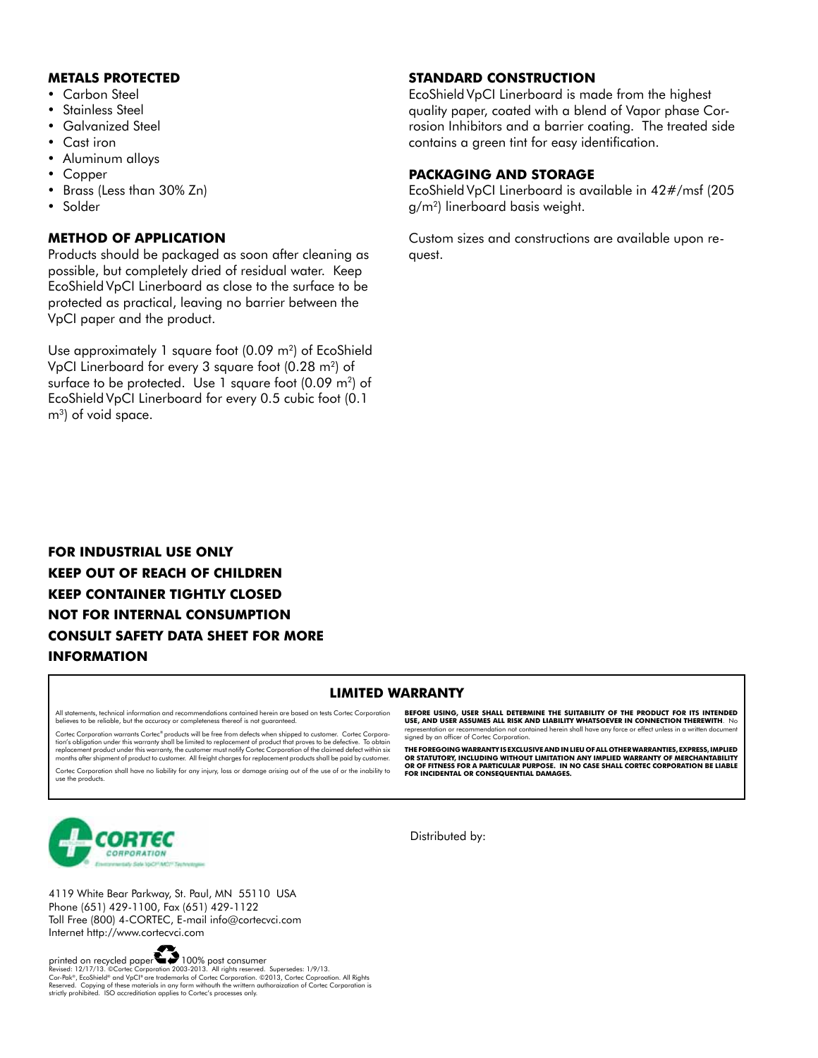## METALS PROTECTED

- Carbon Steel
- Stainless Steel
- Galvanized Steel
- Cast iron
- Aluminum alloys
- Copper
- Brass (Less than 30% Zn)
- Solder

## METHOD OF APPLICATION

Products should be packaged as soon after cleaning as possible, but completely dried of residual water. Keep EcoShield VpCI Linerboard as close to the surface to be protected as practical, leaving no barrier between the VpCI paper and the product.

Use approximately 1 square foot (0.09 $m^2$) of EcoShield VpCI Linerboard for every 3 square foot (0.28 $m^2$) of surface to be protected. Use 1 square foot (0.09 $m^2$) of EcoShield VpCI Linerboard for every 0.5 cubic foot (0.1 $m^3$) of void space.

## STANDARD CONSTRUCTION

EcoShield VpCI Linerboard is made from the highest quality paper, coated with a blend of Vapor phase Corrosion Inhibitors and a barrier coating. The treated side contains a green tint for easy identification.

## PACKAGING AND STORAGE

EcoShield VpCI Linerboard is available in 42#/msf (205 g/$m^2$) linerboard basis weight.

Custom sizes and constructions are available upon request.

**FOR INDUSTRIAL USE ONLY**
**KEEP OUT OF REACH OF CHILDREN**
**KEEP CONTAINER TIGHTLY CLOSED**
**NOT FOR INTERNAL CONSUMPTION**
**CONSULT SAFETY DATA SHEET FOR MORE INFORMATION**

## LIMITED WARRANTY

All statements, technical information and recommendations contained herein are based on tests Cortec Corporation believes to be reliable, but the accuracy or completeness thereof is not guaranteed.

Cortec Corporation warrants Cortec® products will be free from defects when shipped to customer. Cortec Corporation's obligation under this warranty shall be limited to replacement of product that proves to be defective. To obtain replacement product under this warranty, the customer must notify Cortec Corporation of the claimed defect within six months after shipment of product to customer. All freight charges for replacement products shall be paid by customer.

Cortec Corporation shall have no liability for any injury, loss or damage arising out of the use of or the inability to use the products.

**BEFORE USING, USER SHALL DETERMINE THE SUITABILITY OF THE PRODUCT FOR ITS INTENDED USE, AND USER ASSUMES ALL RISK AND LIABILITY WHATSOEVER IN CONNECTION THEREWITH.** No representation or recommendation not contained herein shall have any force or effect unless in a written document signed by an officer of Cortec Corporation.

**THE FOREGOING WARRANTY IS EXCLUSIVE AND IN LIEU OF ALL OTHER WARRANTIES, EXPRESS, IMPLIED OR STATUTORY, INCLUDING WITHOUT LIMITATION ANY IMPLIED WARRANTY OF MERCHANTABILITY OR OF FITNESS FOR A PARTICULAR PURPOSE. IN NO CASE SHALL CORTEC CORPORATION BE LIABLE FOR INCIDENTAL OR CONSEQUENTIAL DAMAGES.**

CORTEC CORPORATION
Environmentally Safe VpCI®/MCI® Technologies

4119 White Bear Parkway, St. Paul, MN 55110 USA
Phone (651) 429-1100, Fax (651) 429-1122
Toll Free (800) 4-CORTEC, E-mail info@cortecvci.com
Internet http://www.cortecvci.com

Distributed by:

printed on recycled paper 100% post consumer
Revised: 12/17/13. ©Cortec Corporation 2003-2013. All rights reserved. Supersedes: 1/9/13.
Cor-Pak®, EcoShield® and VpCI® are trademarks of Cortec Corporation. ©2013, Cortec Coproation. All Rights Reserved. Copying of these materials in any form withouth the writtern authoraization of Cortec Corporation is strictly prohibited. ISO accreditiation applies to Cortec's processes only.